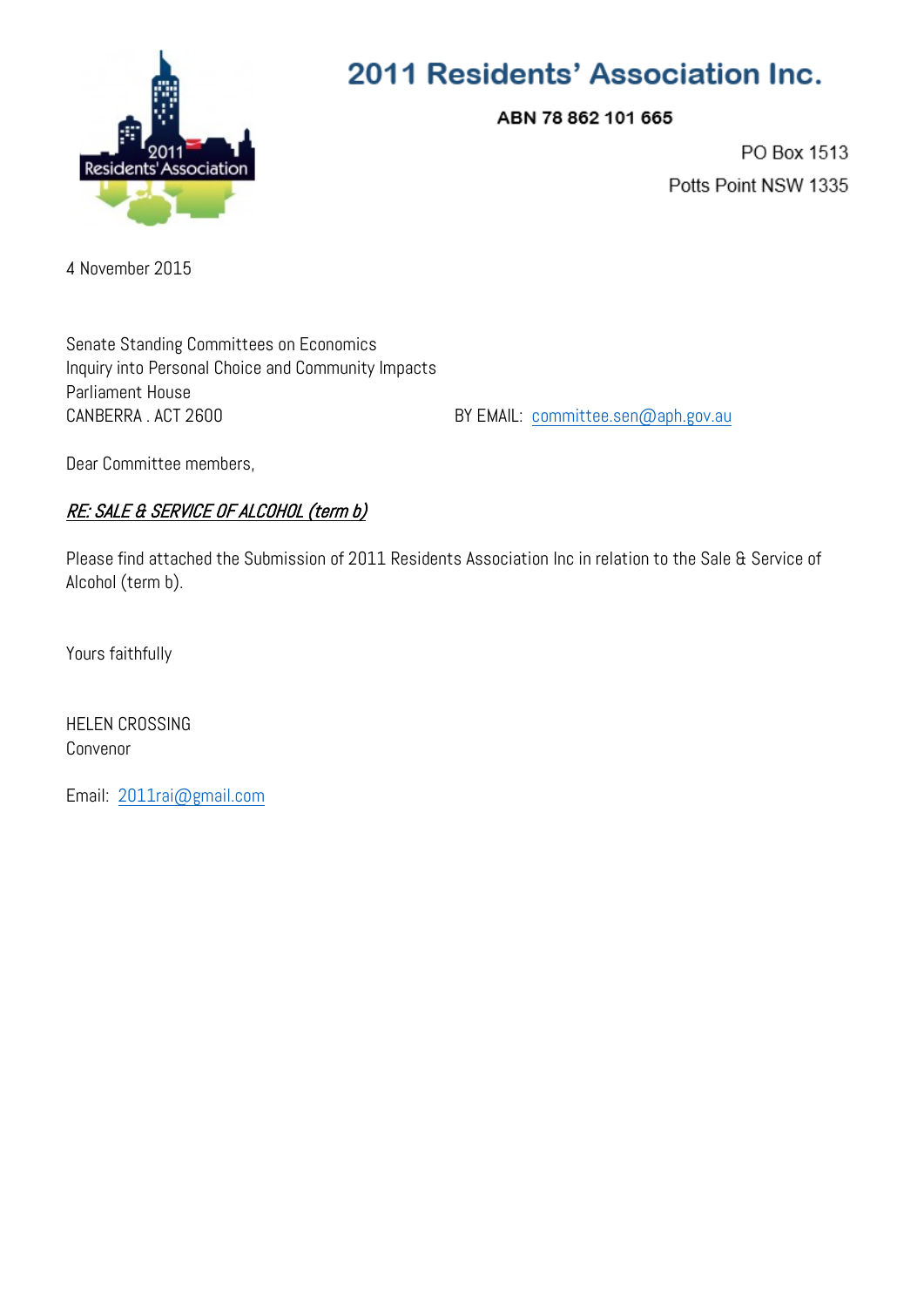# 2011 Residents' Association Inc.

**ABN 78 862 101 665**

PO Box 1513
Potts Point NSW 1335

4 November 2015

Senate Standing Committees on Economics
Inquiry into Personal Choice and Community Impacts
Parliament House
CANBERRA . ACT 2600

BY EMAIL: committee.sen@aph.gov.au

Dear Committee members,

***RE: SALE & SERVICE OF ALCOHOL (term b)***

Please find attached the Submission of 2011 Residents Association Inc in relation to the Sale & Service of Alcohol (term b).

Yours faithfully

HELEN CROSSING
Convenor

Email: 2011rai@gmail.com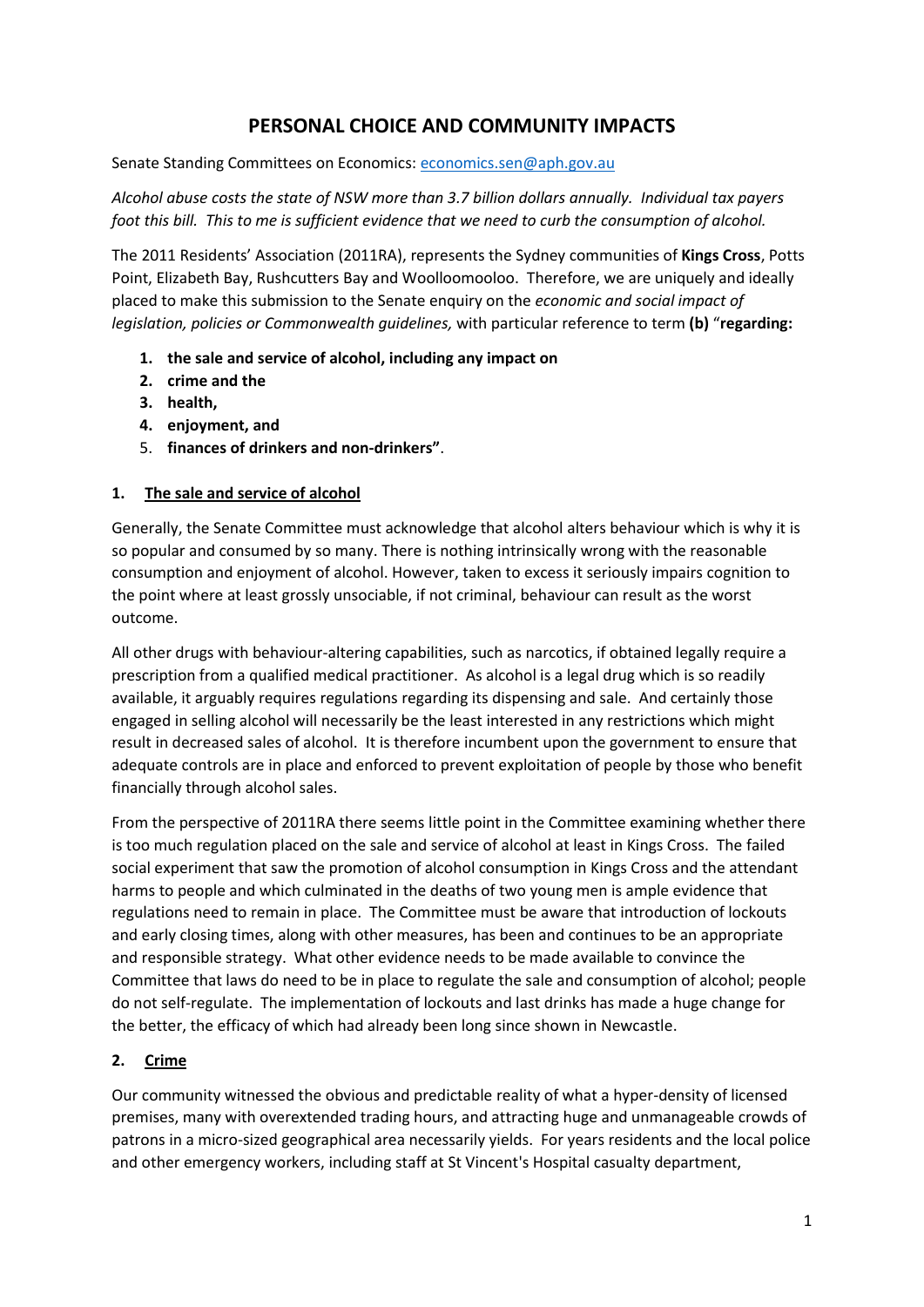# PERSONAL CHOICE AND COMMUNITY IMPACTS

Senate Standing Committees on Economics: economics.sen@aph.gov.au

*Alcohol abuse costs the state of NSW more than 3.7 billion dollars annually. Individual tax payers foot this bill. This to me is sufficient evidence that we need to curb the consumption of alcohol.*

The 2011 Residents' Association (2011RA), represents the Sydney communities of **Kings Cross**, Potts Point, Elizabeth Bay, Rushcutters Bay and Woolloomooloo. Therefore, we are uniquely and ideally placed to make this submission to the Senate enquiry on the *economic and social impact of legislation, policies or Commonwealth guidelines,* with particular reference to term **(b)** "**regarding:**

1. **the sale and service of alcohol, including any impact on**
2. **crime and the**
3. **health,**
4. **enjoyment, and**
5. **finances of drinkers and non-drinkers"**.

## 1. The sale and service of alcohol

Generally, the Senate Committee must acknowledge that alcohol alters behaviour which is why it is so popular and consumed by so many. There is nothing intrinsically wrong with the reasonable consumption and enjoyment of alcohol. However, taken to excess it seriously impairs cognition to the point where at least grossly unsociable, if not criminal, behaviour can result as the worst outcome.

All other drugs with behaviour-altering capabilities, such as narcotics, if obtained legally require a prescription from a qualified medical practitioner. As alcohol is a legal drug which is so readily available, it arguably requires regulations regarding its dispensing and sale. And certainly those engaged in selling alcohol will necessarily be the least interested in any restrictions which might result in decreased sales of alcohol. It is therefore incumbent upon the government to ensure that adequate controls are in place and enforced to prevent exploitation of people by those who benefit financially through alcohol sales.

From the perspective of 2011RA there seems little point in the Committee examining whether there is too much regulation placed on the sale and service of alcohol at least in Kings Cross. The failed social experiment that saw the promotion of alcohol consumption in Kings Cross and the attendant harms to people and which culminated in the deaths of two young men is ample evidence that regulations need to remain in place. The Committee must be aware that introduction of lockouts and early closing times, along with other measures, has been and continues to be an appropriate and responsible strategy. What other evidence needs to be made available to convince the Committee that laws do need to be in place to regulate the sale and consumption of alcohol; people do not self-regulate. The implementation of lockouts and last drinks has made a huge change for the better, the efficacy of which had already been long since shown in Newcastle.

## 2. Crime

Our community witnessed the obvious and predictable reality of what a hyper-density of licensed premises, many with overextended trading hours, and attracting huge and unmanageable crowds of patrons in a micro-sized geographical area necessarily yields. For years residents and the local police and other emergency workers, including staff at St Vincent's Hospital casualty department,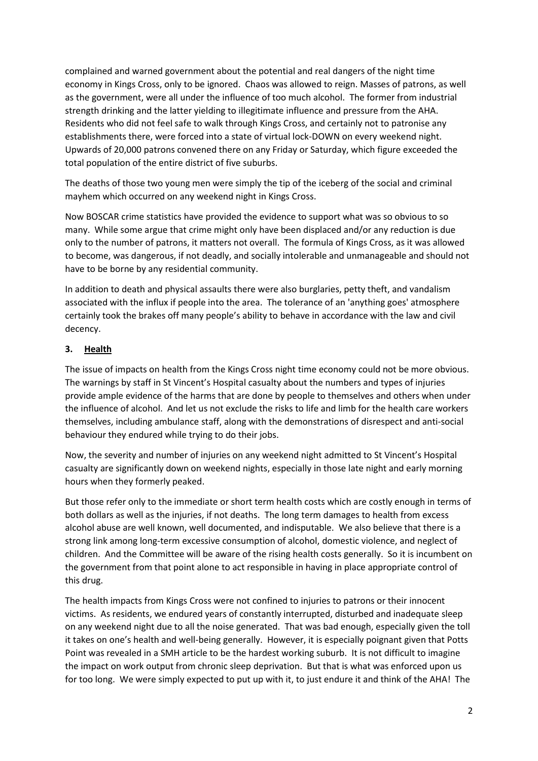complained and warned government about the potential and real dangers of the night time economy in Kings Cross, only to be ignored. Chaos was allowed to reign. Masses of patrons, as well as the government, were all under the influence of too much alcohol. The former from industrial strength drinking and the latter yielding to illegitimate influence and pressure from the AHA. Residents who did not feel safe to walk through Kings Cross, and certainly not to patronise any establishments there, were forced into a state of virtual lock-DOWN on every weekend night. Upwards of 20,000 patrons convened there on any Friday or Saturday, which figure exceeded the total population of the entire district of five suburbs.

The deaths of those two young men were simply the tip of the iceberg of the social and criminal mayhem which occurred on any weekend night in Kings Cross.

Now BOSCAR crime statistics have provided the evidence to support what was so obvious to so many. While some argue that crime might only have been displaced and/or any reduction is due only to the number of patrons, it matters not overall. The formula of Kings Cross, as it was allowed to become, was dangerous, if not deadly, and socially intolerable and unmanageable and should not have to be borne by any residential community.

In addition to death and physical assaults there were also burglaries, petty theft, and vandalism associated with the influx if people into the area. The tolerance of an 'anything goes' atmosphere certainly took the brakes off many people's ability to behave in accordance with the law and civil decency.

### 3. **Health**

The issue of impacts on health from the Kings Cross night time economy could not be more obvious. The warnings by staff in St Vincent's Hospital casualty about the numbers and types of injuries provide ample evidence of the harms that are done by people to themselves and others when under the influence of alcohol. And let us not exclude the risks to life and limb for the health care workers themselves, including ambulance staff, along with the demonstrations of disrespect and anti-social behaviour they endured while trying to do their jobs.

Now, the severity and number of injuries on any weekend night admitted to St Vincent's Hospital casualty are significantly down on weekend nights, especially in those late night and early morning hours when they formerly peaked.

But those refer only to the immediate or short term health costs which are costly enough in terms of both dollars as well as the injuries, if not deaths. The long term damages to health from excess alcohol abuse are well known, well documented, and indisputable. We also believe that there is a strong link among long-term excessive consumption of alcohol, domestic violence, and neglect of children. And the Committee will be aware of the rising health costs generally. So it is incumbent on the government from that point alone to act responsible in having in place appropriate control of this drug.

The health impacts from Kings Cross were not confined to injuries to patrons or their innocent victims. As residents, we endured years of constantly interrupted, disturbed and inadequate sleep on any weekend night due to all the noise generated. That was bad enough, especially given the toll it takes on one's health and well-being generally. However, it is especially poignant given that Potts Point was revealed in a SMH article to be the hardest working suburb. It is not difficult to imagine the impact on work output from chronic sleep deprivation. But that is what was enforced upon us for too long. We were simply expected to put up with it, to just endure it and think of the AHA! The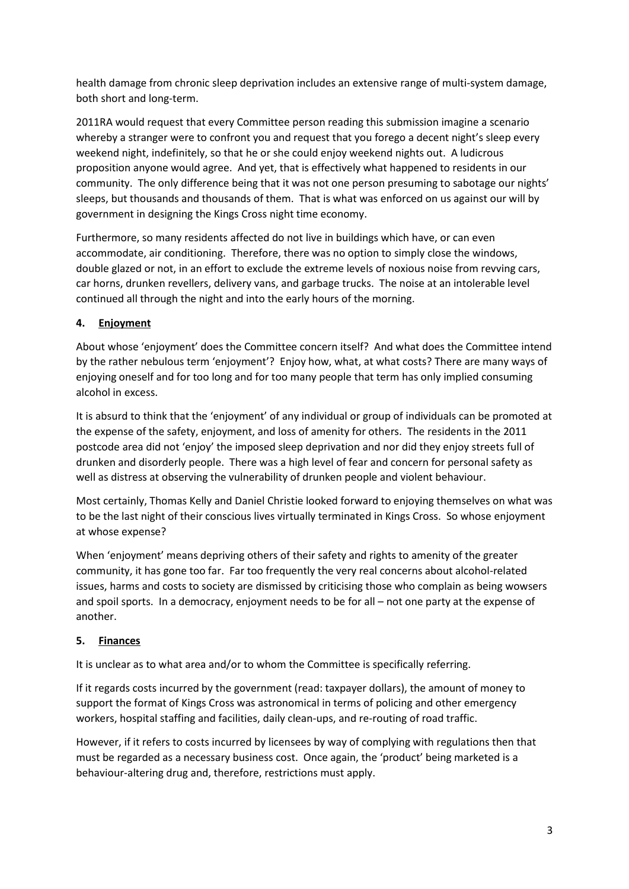health damage from chronic sleep deprivation includes an extensive range of multi-system damage, both short and long-term.

2011RA would request that every Committee person reading this submission imagine a scenario whereby a stranger were to confront you and request that you forego a decent night's sleep every weekend night, indefinitely, so that he or she could enjoy weekend nights out. A ludicrous proposition anyone would agree. And yet, that is effectively what happened to residents in our community. The only difference being that it was not one person presuming to sabotage our nights' sleeps, but thousands and thousands of them. That is what was enforced on us against our will by government in designing the Kings Cross night time economy.

Furthermore, so many residents affected do not live in buildings which have, or can even accommodate, air conditioning. Therefore, there was no option to simply close the windows, double glazed or not, in an effort to exclude the extreme levels of noxious noise from revving cars, car horns, drunken revellers, delivery vans, and garbage trucks. The noise at an intolerable level continued all through the night and into the early hours of the morning.

## 4. Enjoyment

About whose 'enjoyment' does the Committee concern itself? And what does the Committee intend by the rather nebulous term 'enjoyment'? Enjoy how, what, at what costs? There are many ways of enjoying oneself and for too long and for too many people that term has only implied consuming alcohol in excess.

It is absurd to think that the 'enjoyment' of any individual or group of individuals can be promoted at the expense of the safety, enjoyment, and loss of amenity for others. The residents in the 2011 postcode area did not 'enjoy' the imposed sleep deprivation and nor did they enjoy streets full of drunken and disorderly people. There was a high level of fear and concern for personal safety as well as distress at observing the vulnerability of drunken people and violent behaviour.

Most certainly, Thomas Kelly and Daniel Christie looked forward to enjoying themselves on what was to be the last night of their conscious lives virtually terminated in Kings Cross. So whose enjoyment at whose expense?

When 'enjoyment' means depriving others of their safety and rights to amenity of the greater community, it has gone too far. Far too frequently the very real concerns about alcohol-related issues, harms and costs to society are dismissed by criticising those who complain as being wowsers and spoil sports. In a democracy, enjoyment needs to be for all – not one party at the expense of another.

## 5. Finances

It is unclear as to what area and/or to whom the Committee is specifically referring.

If it regards costs incurred by the government (read: taxpayer dollars), the amount of money to support the format of Kings Cross was astronomical in terms of policing and other emergency workers, hospital staffing and facilities, daily clean-ups, and re-routing of road traffic.

However, if it refers to costs incurred by licensees by way of complying with regulations then that must be regarded as a necessary business cost. Once again, the 'product' being marketed is a behaviour-altering drug and, therefore, restrictions must apply.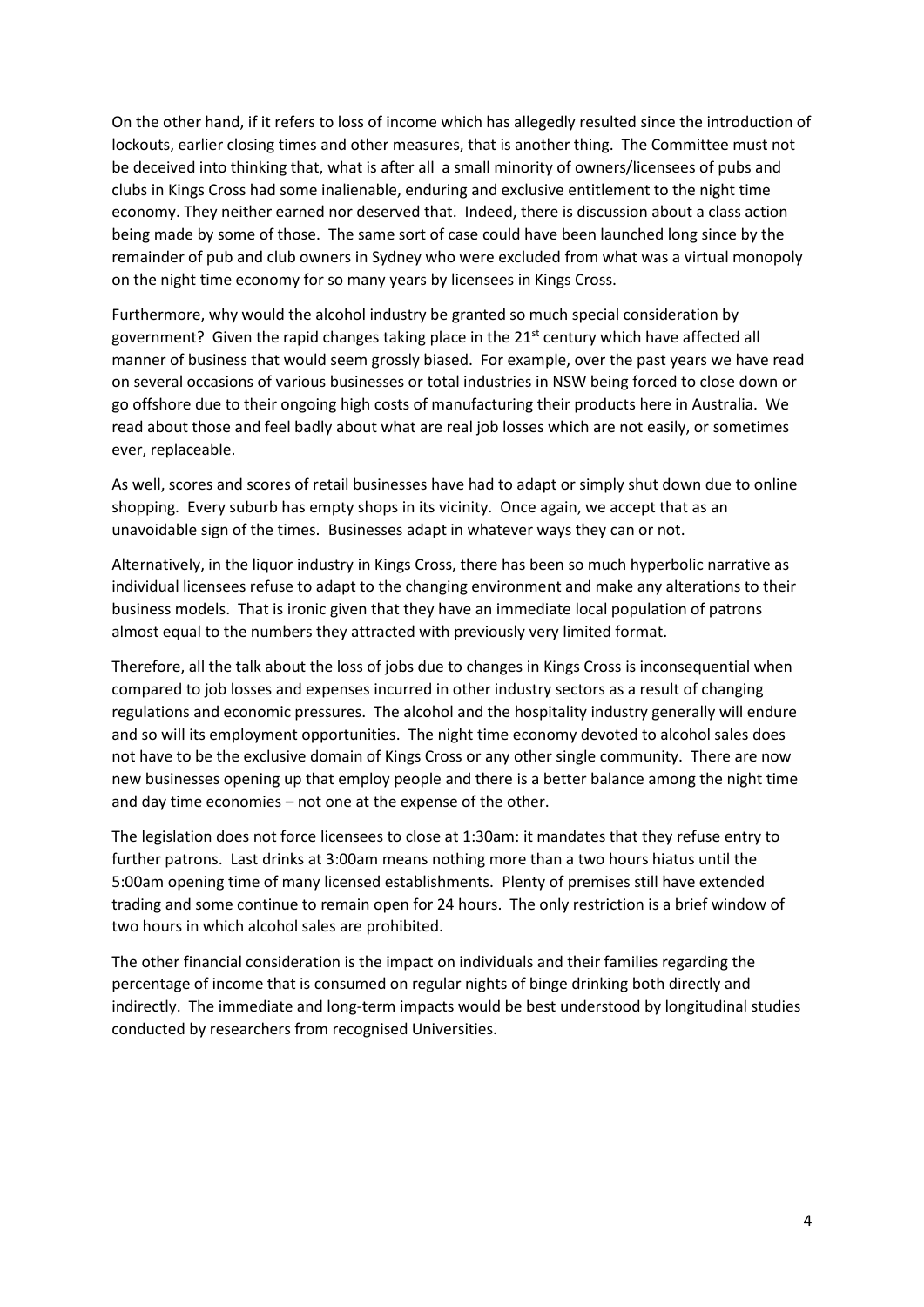On the other hand, if it refers to loss of income which has allegedly resulted since the introduction of lockouts, earlier closing times and other measures, that is another thing. The Committee must not be deceived into thinking that, what is after all a small minority of owners/licensees of pubs and clubs in Kings Cross had some inalienable, enduring and exclusive entitlement to the night time economy. They neither earned nor deserved that. Indeed, there is discussion about a class action being made by some of those. The same sort of case could have been launched long since by the remainder of pub and club owners in Sydney who were excluded from what was a virtual monopoly on the night time economy for so many years by licensees in Kings Cross.

Furthermore, why would the alcohol industry be granted so much special consideration by government? Given the rapid changes taking place in the 21st century which have affected all manner of business that would seem grossly biased. For example, over the past years we have read on several occasions of various businesses or total industries in NSW being forced to close down or go offshore due to their ongoing high costs of manufacturing their products here in Australia. We read about those and feel badly about what are real job losses which are not easily, or sometimes ever, replaceable.

As well, scores and scores of retail businesses have had to adapt or simply shut down due to online shopping. Every suburb has empty shops in its vicinity. Once again, we accept that as an unavoidable sign of the times. Businesses adapt in whatever ways they can or not.

Alternatively, in the liquor industry in Kings Cross, there has been so much hyperbolic narrative as individual licensees refuse to adapt to the changing environment and make any alterations to their business models. That is ironic given that they have an immediate local population of patrons almost equal to the numbers they attracted with previously very limited format.

Therefore, all the talk about the loss of jobs due to changes in Kings Cross is inconsequential when compared to job losses and expenses incurred in other industry sectors as a result of changing regulations and economic pressures. The alcohol and the hospitality industry generally will endure and so will its employment opportunities. The night time economy devoted to alcohol sales does not have to be the exclusive domain of Kings Cross or any other single community. There are now new businesses opening up that employ people and there is a better balance among the night time and day time economies – not one at the expense of the other.

The legislation does not force licensees to close at 1:30am: it mandates that they refuse entry to further patrons. Last drinks at 3:00am means nothing more than a two hours hiatus until the 5:00am opening time of many licensed establishments. Plenty of premises still have extended trading and some continue to remain open for 24 hours. The only restriction is a brief window of two hours in which alcohol sales are prohibited.

The other financial consideration is the impact on individuals and their families regarding the percentage of income that is consumed on regular nights of binge drinking both directly and indirectly. The immediate and long-term impacts would be best understood by longitudinal studies conducted by researchers from recognised Universities.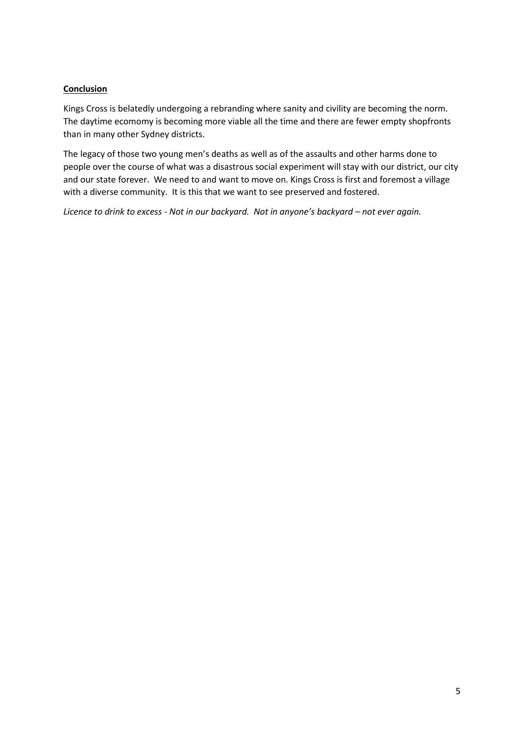**Conclusion**

Kings Cross is belatedly undergoing a rebranding where sanity and civility are becoming the norm. The daytime ecomomy is becoming more viable all the time and there are fewer empty shopfronts than in many other Sydney districts.

The legacy of those two young men's deaths as well as of the assaults and other harms done to people over the course of what was a disastrous social experiment will stay with our district, our city and our state forever. We need to and want to move on. Kings Cross is first and foremost a village with a diverse community. It is this that we want to see preserved and fostered.

*Licence to drink to excess - Not in our backyard. Not in anyone's backyard – not ever again.*